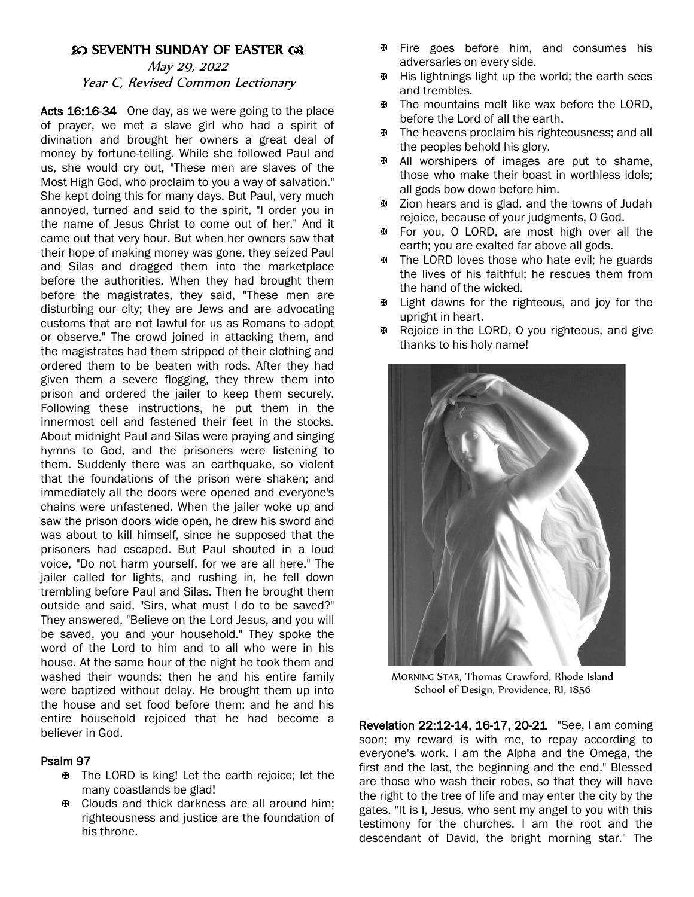# ꧁ SEVENTH SUNDAY OF EASTER ꧂

*May 29, 2022*
*Year C, Revised Common Lectionary*

**Acts 16:16-34** One day, as we were going to the place of prayer, we met a slave girl who had a spirit of divination and brought her owners a great deal of money by fortune-telling. While she followed Paul and us, she would cry out, "These men are slaves of the Most High God, who proclaim to you a way of salvation." She kept doing this for many days. But Paul, very much annoyed, turned and said to the spirit, "I order you in the name of Jesus Christ to come out of her." And it came out that very hour. But when her owners saw that their hope of making money was gone, they seized Paul and Silas and dragged them into the marketplace before the authorities. When they had brought them before the magistrates, they said, "These men are disturbing our city; they are Jews and are advocating customs that are not lawful for us as Romans to adopt or observe." The crowd joined in attacking them, and the magistrates had them stripped of their clothing and ordered them to be beaten with rods. After they had given them a severe flogging, they threw them into prison and ordered the jailer to keep them securely. Following these instructions, he put them in the innermost cell and fastened their feet in the stocks. About midnight Paul and Silas were praying and singing hymns to God, and the prisoners were listening to them. Suddenly there was an earthquake, so violent that the foundations of the prison were shaken; and immediately all the doors were opened and everyone's chains were unfastened. When the jailer woke up and saw the prison doors wide open, he drew his sword and was about to kill himself, since he supposed that the prisoners had escaped. But Paul shouted in a loud voice, "Do not harm yourself, for we are all here." The jailer called for lights, and rushing in, he fell down trembling before Paul and Silas. Then he brought them outside and said, "Sirs, what must I do to be saved?" They answered, "Believe on the Lord Jesus, and you will be saved, you and your household." They spoke the word of the Lord to him and to all who were in his house. At the same hour of the night he took them and washed their wounds; then he and his entire family were baptized without delay. He brought them up into the house and set food before them; and he and his entire household rejoiced that he had become a believer in God.

**Psalm 97**

- The LORD is king! Let the earth rejoice; let the many coastlands be glad!
- Clouds and thick darkness are all around him; righteousness and justice are the foundation of his throne.
- Fire goes before him, and consumes his adversaries on every side.
- His lightnings light up the world; the earth sees and trembles.
- The mountains melt like wax before the LORD, before the Lord of all the earth.
- The heavens proclaim his righteousness; and all the peoples behold his glory.
- All worshipers of images are put to shame, those who make their boast in worthless idols; all gods bow down before him.
- Zion hears and is glad, and the towns of Judah rejoice, because of your judgments, O God.
- For you, O LORD, are most high over all the earth; you are exalted far above all gods.
- The LORD loves those who hate evil; he guards the lives of his faithful; he rescues them from the hand of the wicked.
- Light dawns for the righteous, and joy for the upright in heart.
- Rejoice in the LORD, O you righteous, and give thanks to his holy name!

MORNING STAR, Thomas Crawford, Rhode Island School of Design, Providence, RI, 1856

**Revelation 22:12-14, 16-17, 20-21** "See, I am coming soon; my reward is with me, to repay according to everyone's work. I am the Alpha and the Omega, the first and the last, the beginning and the end." Blessed are those who wash their robes, so that they will have the right to the tree of life and may enter the city by the gates. "It is I, Jesus, who sent my angel to you with this testimony for the churches. I am the root and the descendant of David, the bright morning star." The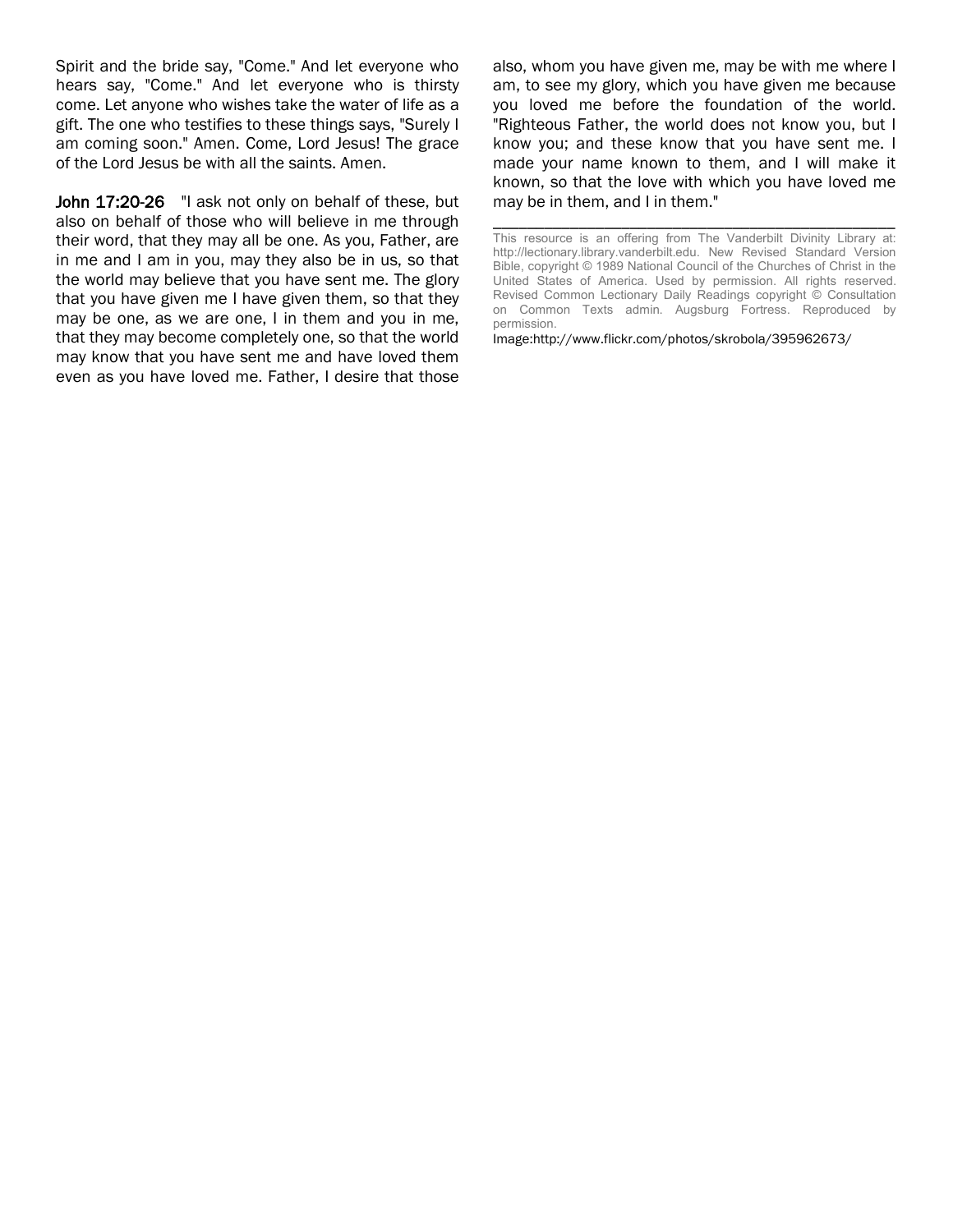Spirit and the bride say, "Come." And let everyone who hears say, "Come." And let everyone who is thirsty come. Let anyone who wishes take the water of life as a gift. The one who testifies to these things says, "Surely I am coming soon." Amen. Come, Lord Jesus! The grace of the Lord Jesus be with all the saints. Amen.

**John 17:20-26** "I ask not only on behalf of these, but also on behalf of those who will believe in me through their word, that they may all be one. As you, Father, are in me and I am in you, may they also be in us, so that the world may believe that you have sent me. The glory that you have given me I have given them, so that they may be one, as we are one, I in them and you in me, that they may become completely one, so that the world may know that you have sent me and have loved them even as you have loved me. Father, I desire that those also, whom you have given me, may be with me where I am, to see my glory, which you have given me because you loved me before the foundation of the world. "Righteous Father, the world does not know you, but I know you; and these know that you have sent me. I made your name known to them, and I will make it known, so that the love with which you have loved me may be in them, and I in them."

---

This resource is an offering from The Vanderbilt Divinity Library at: http://lectionary.library.vanderbilt.edu. New Revised Standard Version Bible, copyright © 1989 National Council of the Churches of Christ in the United States of America. Used by permission. All rights reserved. Revised Common Lectionary Daily Readings copyright © Consultation on Common Texts admin. Augsburg Fortress. Reproduced by permission.

Image:http://www.flickr.com/photos/skrobola/395962673/